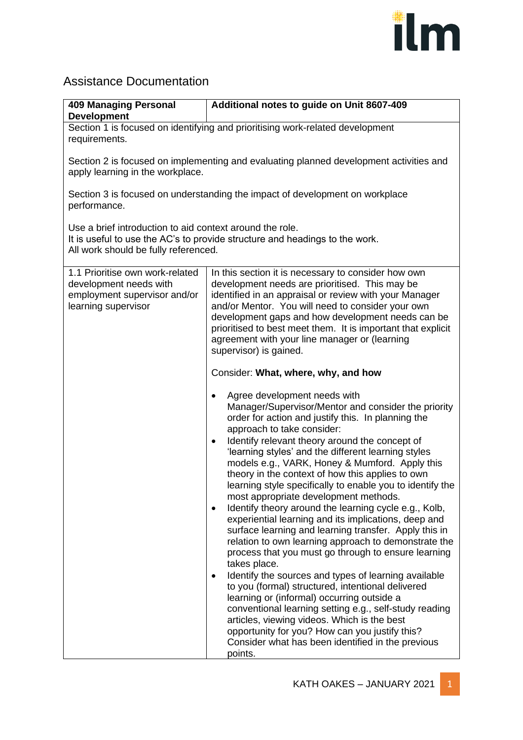## Assistance Documentation

| 409 Managing Personal Development | Additional notes to guide on Unit 8607-409 |
|---|---|
| Section 1 is focused on identifying and prioritising work-related development requirements.<br><br>Section 2 is focused on implementing and evaluating planned development activities and apply learning in the workplace.<br><br>Section 3 is focused on understanding the impact of development on workplace performance.<br><br>Use a brief introduction to aid context around the role.<br>It is useful to use the AC's to provide structure and headings to the work.<br>All work should be fully referenced. | |
| 1.1 Prioritise own work-related development needs with employment supervisor and/or learning supervisor | In this section it is necessary to consider how own development needs are prioritised. This may be identified in an appraisal or review with your Manager and/or Mentor. You will need to consider your own development gaps and how development needs can be prioritised to best meet them. It is important that explicit agreement with your line manager or (learning supervisor) is gained.<br><br>Consider: **What, where, why, and how**<br><br>• Agree development needs with Manager/Supervisor/Mentor and consider the priority order for action and justify this. In planning the approach to take consider:<br>• Identify relevant theory around the concept of 'learning styles' and the different learning styles models e.g., VARK, Honey & Mumford. Apply this theory in the context of how this applies to own learning style specifically to enable you to identify the most appropriate development methods.<br>• Identify theory around the learning cycle e.g., Kolb, experiential learning and its implications, deep and surface learning and learning transfer. Apply this in relation to own learning approach to demonstrate the process that you must go through to ensure learning takes place.<br>• Identify the sources and types of learning available to you (formal) structured, intentional delivered learning or (informal) occurring outside a conventional learning setting e.g., self-study reading articles, viewing videos. Which is the best opportunity for you? How can you justify this? Consider what has been identified in the previous points. |

KATH OAKES – JANUARY 2021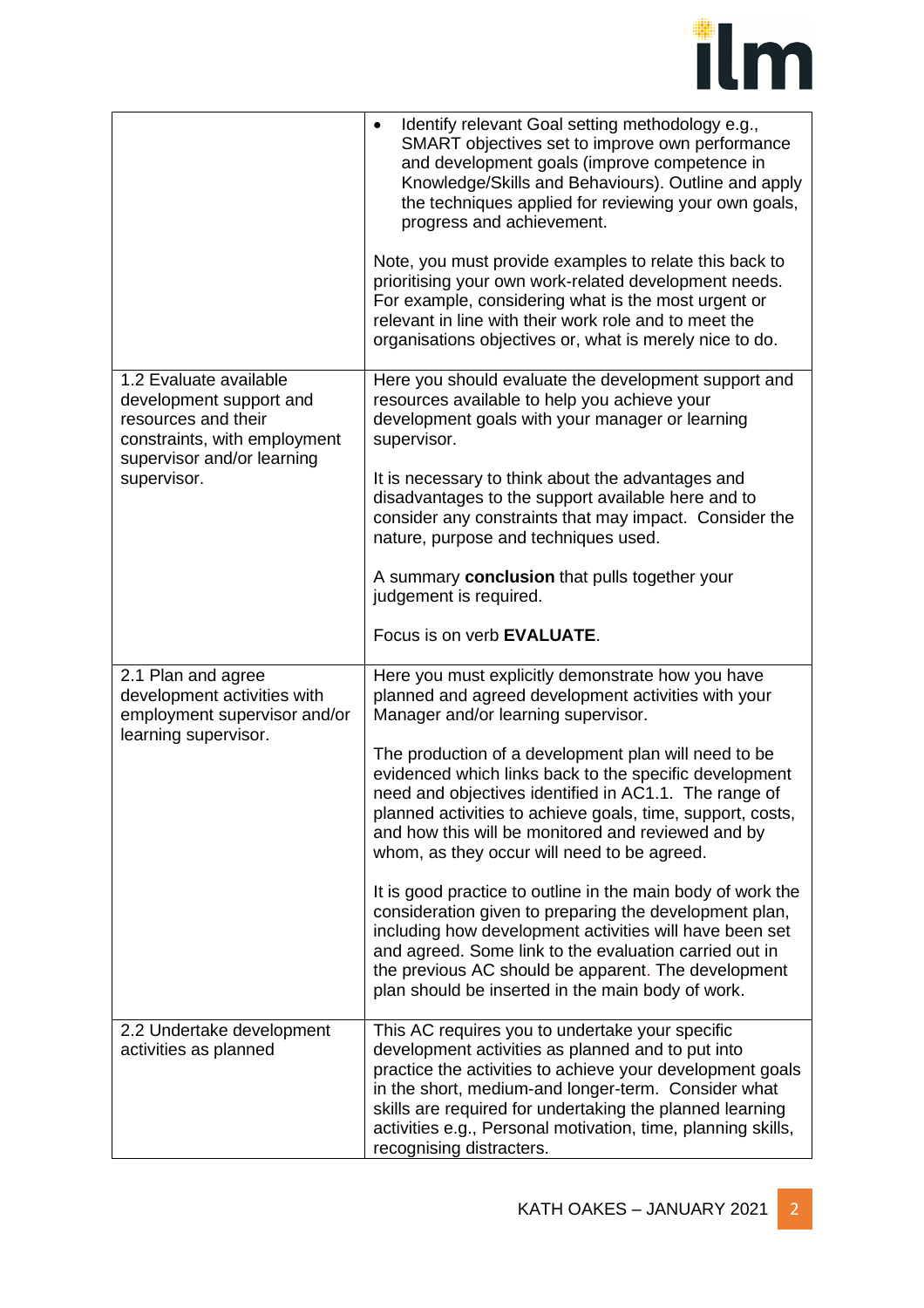| | |
|---|---|
| | • Identify relevant Goal setting methodology e.g., SMART objectives set to improve own performance and development goals (improve competence in Knowledge/Skills and Behaviours). Outline and apply the techniques applied for reviewing your own goals, progress and achievement.<br><br>Note, you must provide examples to relate this back to prioritising your own work-related development needs. For example, considering what is the most urgent or relevant in line with their work role and to meet the organisations objectives or, what is merely nice to do. |
| 1.2 Evaluate available development support and resources and their constraints, with employment supervisor and/or learning supervisor. | Here you should evaluate the development support and resources available to help you achieve your development goals with your manager or learning supervisor.<br><br>It is necessary to think about the advantages and disadvantages to the support available here and to consider any constraints that may impact. Consider the nature, purpose and techniques used.<br><br>A summary **conclusion** that pulls together your judgement is required.<br><br>Focus is on verb **EVALUATE**. |
| 2.1 Plan and agree development activities with employment supervisor and/or learning supervisor. | Here you must explicitly demonstrate how you have planned and agreed development activities with your Manager and/or learning supervisor.<br><br>The production of a development plan will need to be evidenced which links back to the specific development need and objectives identified in AC1.1. The range of planned activities to achieve goals, time, support, costs, and how this will be monitored and reviewed and by whom, as they occur will need to be agreed.<br><br>It is good practice to outline in the main body of work the consideration given to preparing the development plan, including how development activities will have been set and agreed. Some link to the evaluation carried out in the previous AC should be apparent. The development plan should be inserted in the main body of work. |
| 2.2 Undertake development activities as planned | This AC requires you to undertake your specific development activities as planned and to put into practice the activities to achieve your development goals in the short, medium-and longer-term. Consider what skills are required for undertaking the planned learning activities e.g., Personal motivation, time, planning skills, recognising distracters. |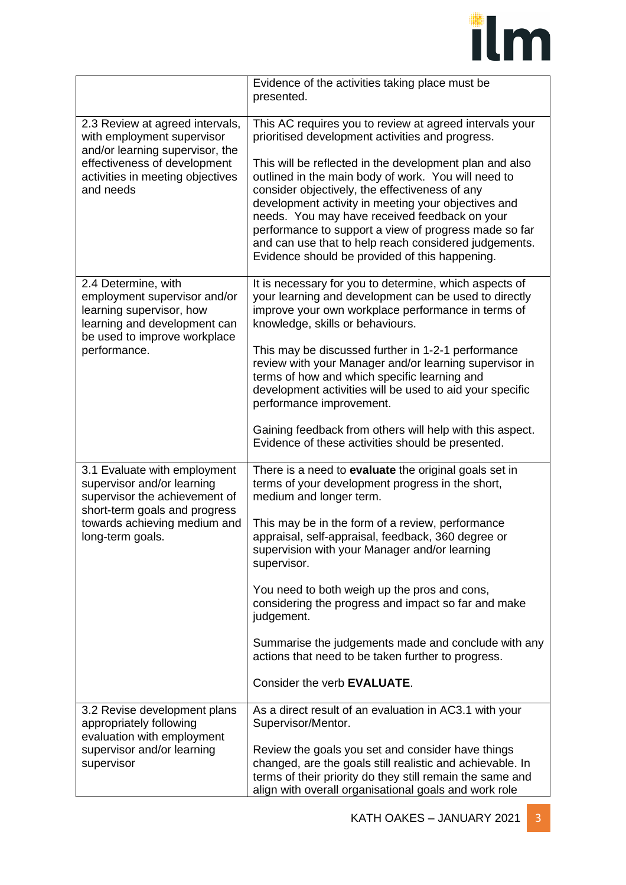| | |
|---|---|
| | Evidence of the activities taking place must be presented. |
| 2.3 Review at agreed intervals, with employment supervisor and/or learning supervisor, the effectiveness of development activities in meeting objectives and needs | This AC requires you to review at agreed intervals your prioritised development activities and progress.<br><br>This will be reflected in the development plan and also outlined in the main body of work. You will need to consider objectively, the effectiveness of any development activity in meeting your objectives and needs. You may have received feedback on your performance to support a view of progress made so far and can use that to help reach considered judgements. Evidence should be provided of this happening. |
| 2.4 Determine, with employment supervisor and/or learning supervisor, how learning and development can be used to improve workplace performance. | It is necessary for you to determine, which aspects of your learning and development can be used to directly improve your own workplace performance in terms of knowledge, skills or behaviours.<br><br>This may be discussed further in 1-2-1 performance review with your Manager and/or learning supervisor in terms of how and which specific learning and development activities will be used to aid your specific performance improvement.<br><br>Gaining feedback from others will help with this aspect. Evidence of these activities should be presented. |
| 3.1 Evaluate with employment supervisor and/or learning supervisor the achievement of short-term goals and progress towards achieving medium and long-term goals. | There is a need to **evaluate** the original goals set in terms of your development progress in the short, medium and longer term.<br><br>This may be in the form of a review, performance appraisal, self-appraisal, feedback, 360 degree or supervision with your Manager and/or learning supervisor.<br><br>You need to both weigh up the pros and cons, considering the progress and impact so far and make judgement.<br><br>Summarise the judgements made and conclude with any actions that need to be taken further to progress.<br><br>Consider the verb **EVALUATE**. |
| 3.2 Revise development plans appropriately following evaluation with employment supervisor and/or learning supervisor | As a direct result of an evaluation in AC3.1 with your Supervisor/Mentor.<br><br>Review the goals you set and consider have things changed, are the goals still realistic and achievable. In terms of their priority do they still remain the same and align with overall organisational goals and work role |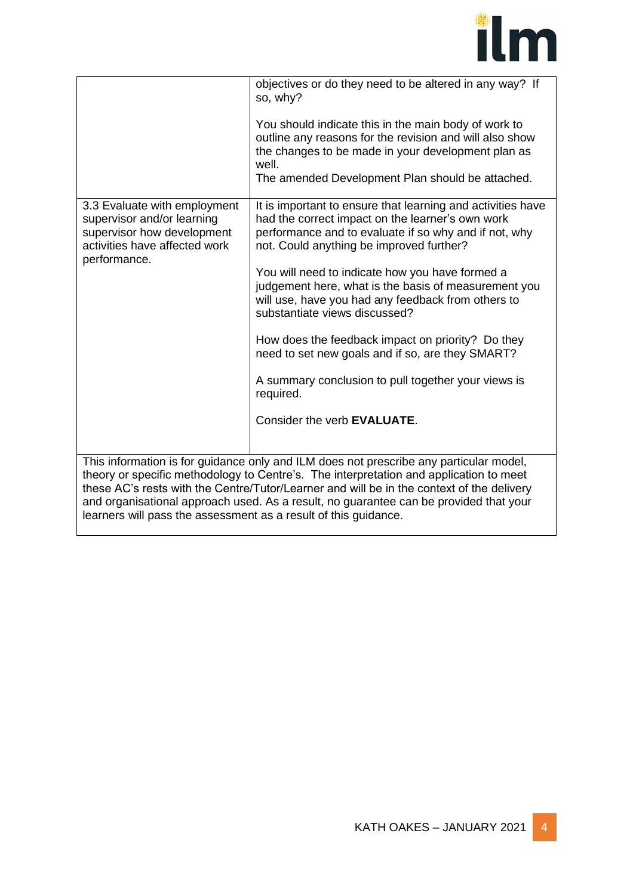| | |
|---|---|
| | objectives or do they need to be altered in any way? If so, why?<br><br>You should indicate this in the main body of work to outline any reasons for the revision and will also show the changes to be made in your development plan as well.<br>The amended Development Plan should be attached. |
| 3.3 Evaluate with employment supervisor and/or learning supervisor how development activities have affected work performance. | It is important to ensure that learning and activities have had the correct impact on the learner's own work performance and to evaluate if so why and if not, why not. Could anything be improved further?<br><br>You will need to indicate how you have formed a judgement here, what is the basis of measurement you will use, have you had any feedback from others to substantiate views discussed?<br><br>How does the feedback impact on priority? Do they need to set new goals and if so, are they SMART?<br><br>A summary conclusion to pull together your views is required.<br><br>Consider the verb **EVALUATE**. |
| This information is for guidance only and ILM does not prescribe any particular model, theory or specific methodology to Centre's. The interpretation and application to meet these AC's rests with the Centre/Tutor/Learner and will be in the context of the delivery and organisational approach used. As a result, no guarantee can be provided that your learners will pass the assessment as a result of this guidance. | |